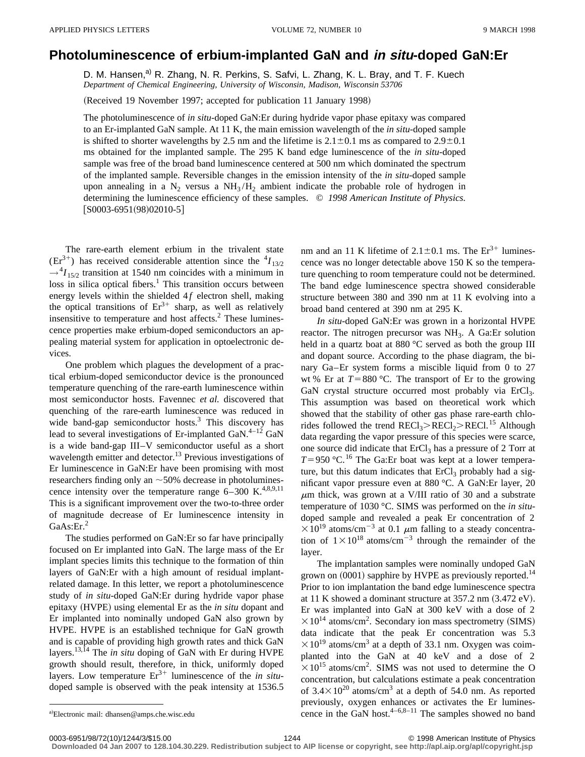# Photoluminescence of erbium-implanted GaN and *in situ*-doped GaN:Er

D. M. Hansen,[a] R. Zhang, N. R. Perkins, S. Safvi, L. Zhang, K. L. Bray, and T. F. Kuech

*Department of Chemical Engineering, University of Wisconsin, Madison, Wisconsin 53706*

(Received 19 November 1997; accepted for publication 11 January 1998)

The photoluminescence of *in situ*-doped GaN:Er during hydride vapor phase epitaxy was compared to an Er-implanted GaN sample. At 11 K, the main emission wavelength of the *in situ*-doped sample is shifted to shorter wavelengths by 2.5 nm and the lifetime is $2.1\pm0.1$ ms as compared to $2.9\pm0.1$ ms obtained for the implanted sample. The 295 K band edge luminescence of the *in situ*-doped sample was free of the broad band luminescence centered at 500 nm which dominated the spectrum of the implanted sample. Reversible changes in the emission intensity of the *in situ*-doped sample upon annealing in a $N_2$ versus a $NH_3/H_2$ ambient indicate the probable role of hydrogen in determining the luminescence efficiency of these samples. © *1998 American Institute of Physics.* [S0003-6951(98)02010-5]

The rare-earth element erbium in the trivalent state ($Er^{3+}$) has received considerable attention since the ${}^4I_{13/2}\rightarrow{}^4I_{15/2}$ transition at 1540 nm coincides with a minimum in loss in silica optical fibers.[1] This transition occurs between energy levels within the shielded $4f$ electron shell, making the optical transitions of $Er^{3+}$ sharp, as well as relatively insensitive to temperature and host affects.[2] These luminescence properties make erbium-doped semiconductors an appealing material system for application in optoelectronic devices.

One problem which plagues the development of a practical erbium-doped semiconductor device is the pronounced temperature quenching of the rare-earth luminescence within most semiconductor hosts. Favennec *et al.* discovered that quenching of the rare-earth luminescence was reduced in wide band-gap semiconductor hosts.[3] This discovery has lead to several investigations of Er-implanted GaN.[4–12] GaN is a wide band-gap III–V semiconductor useful as a short wavelength emitter and detector.[13] Previous investigations of Er luminescence in GaN:Er have been promising with most researchers finding only an ~50% decrease in photoluminescence intensity over the temperature range 6–300 K.[4,8,9,11] This is a significant improvement over the two-to-three order of magnitude decrease of Er luminescence intensity in GaAs:Er.[2]

The studies performed on GaN:Er so far have principally focused on Er implanted into GaN. The large mass of the Er implant species limits this technique to the formation of thin layers of GaN:Er with a high amount of residual implant-related damage. In this letter, we report a photoluminescence study of *in situ*-doped GaN:Er during hydride vapor phase epitaxy (HVPE) using elemental Er as the *in situ* dopant and Er implanted into nominally undoped GaN also grown by HVPE. HVPE is an established technique for GaN growth and is capable of providing high growth rates and thick GaN layers.[13,14] The *in situ* doping of GaN with Er during HVPE growth should result, therefore, in thick, uniformly doped layers. Low temperature $Er^{3+}$ luminescence of the *in situ*-doped sample is observed with the peak intensity at 1536.5 nm and an 11 K lifetime of $2.1\pm0.1$ ms. The $Er^{3+}$ luminescence was no longer detectable above 150 K so the temperature quenching to room temperature could not be determined. The band edge luminescence spectra showed considerable structure between 380 and 390 nm at 11 K evolving into a broad band centered at 390 nm at 295 K.

*In situ*-doped GaN:Er was grown in a horizontal HVPE reactor. The nitrogen precursor was $NH_3$. A Ga:Er solution held in a quartz boat at 880 °C served as both the group III and dopant source. According to the phase diagram, the binary Ga–Er system forms a miscible liquid from 0 to 27 wt % Er at $T=880$ °C. The transport of Er to the growing GaN crystal structure occurred most probably via $ErCl_3$. This assumption was based on theoretical work which showed that the stability of other gas phase rare-earth chlorides followed the trend $RECl_3>RECl_2>RECl$.[15] Although data regarding the vapor pressure of this species were scarce, one source did indicate that $ErCl_3$ has a pressure of 2 Torr at $T=950$ °C.[16] The Ga:Er boat was kept at a lower temperature, but this datum indicates that $ErCl_3$ probably had a significant vapor pressure even at 880 °C. A GaN:Er layer, 20 $\mu$m thick, was grown at a V/III ratio of 30 and a substrate temperature of 1030 °C. SIMS was performed on the *in situ*-doped sample and revealed a peak Er concentration of $2\times10^{19}$ atoms/cm$^{-3}$ at 0.1 $\mu$m falling to a steady concentration of $1\times10^{18}$ atoms/cm$^{-3}$ through the remainder of the layer.

The implantation samples were nominally undoped GaN grown on (0001) sapphire by HVPE as previously reported.[14] Prior to ion implantation the band edge luminescence spectra at 11 K showed a dominant structure at 357.2 nm (3.472 eV). Er was implanted into GaN at 300 keV with a dose of $2\times10^{14}$ atoms/cm$^2$. Secondary ion mass spectrometry (SIMS) data indicate that the peak Er concentration was $5.3\times10^{19}$ atoms/cm$^3$ at a depth of 33.1 nm. Oxygen was coimplanted into the GaN at 40 keV and a dose of $2\times10^{15}$ atoms/cm$^2$. SIMS was not used to determine the O concentration, but calculations estimate a peak concentration of $3.4\times10^{20}$ atoms/cm$^3$ at a depth of 54.0 nm. As reported previously, oxygen enhances or activates the Er luminescence in the GaN host.[4–6,8–11] The samples showed no band

[a] Electronic mail: dhansen@amps.che.wisc.edu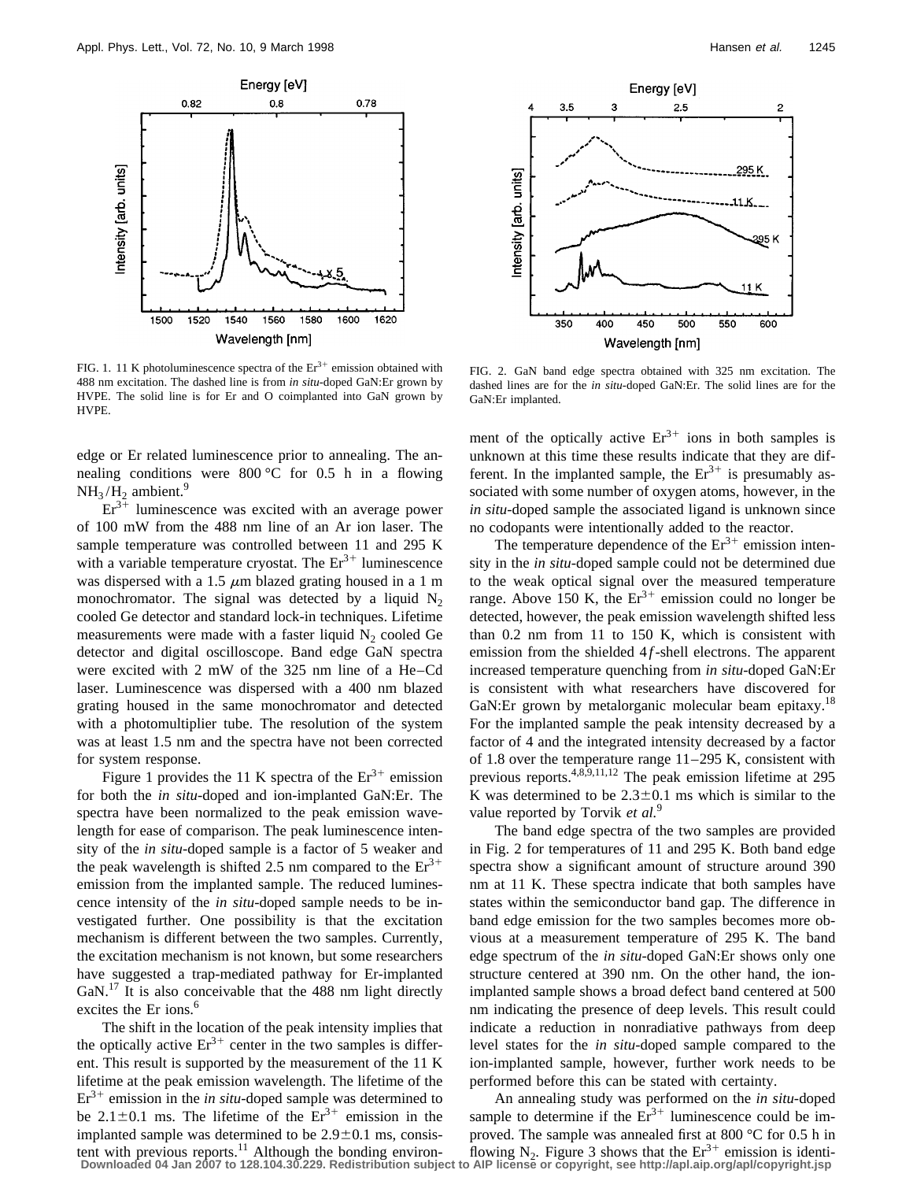FIG. 1. 11 K photoluminescence spectra of the $Er^{3+}$ emission obtained with 488 nm excitation. The dashed line is from *in situ*-doped GaN:Er grown by HVPE. The solid line is for Er and O coimplanted into GaN grown by HVPE.

FIG. 2. GaN band edge spectra obtained with 325 nm excitation. The dashed lines are for the *in situ*-doped GaN:Er. The solid lines are for the GaN:Er implanted.

edge or Er related luminescence prior to annealing. The annealing conditions were 800 °C for 0.5 h in a flowing $NH_3/H_2$ ambient.[9]

$Er^{3+}$ luminescence was excited with an average power of 100 mW from the 488 nm line of an Ar ion laser. The sample temperature was controlled between 11 and 295 K with a variable temperature cryostat. The $Er^{3+}$ luminescence was dispersed with a 1.5 $\mu$m blazed grating housed in a 1 m monochromator. The signal was detected by a liquid $N_2$ cooled Ge detector and standard lock-in techniques. Lifetime measurements were made with a faster liquid $N_2$ cooled Ge detector and digital oscilloscope. Band edge GaN spectra were excited with 2 mW of the 325 nm line of a He–Cd laser. Luminescence was dispersed with a 400 nm blazed grating housed in the same monochromator and detected with a photomultiplier tube. The resolution of the system was at least 1.5 nm and the spectra have not been corrected for system response.

Figure 1 provides the 11 K spectra of the $Er^{3+}$ emission for both the *in situ*-doped and ion-implanted GaN:Er. The spectra have been normalized to the peak emission wavelength for ease of comparison. The peak luminescence intensity of the *in situ*-doped sample is a factor of 5 weaker and the peak wavelength is shifted 2.5 nm compared to the $Er^{3+}$ emission from the implanted sample. The reduced luminescence intensity of the *in situ*-doped sample needs to be investigated further. One possibility is that the excitation mechanism is different between the two samples. Currently, the excitation mechanism is not known, but some researchers have suggested a trap-mediated pathway for Er-implanted GaN.[17] It is also conceivable that the 488 nm light directly excites the Er ions.[6]

The shift in the location of the peak intensity implies that the optically active $Er^{3+}$ center in the two samples is different. This result is supported by the measurement of the 11 K lifetime at the peak emission wavelength. The lifetime of the $Er^{3+}$ emission in the *in situ*-doped sample was determined to be $2.1\pm0.1$ ms. The lifetime of the $Er^{3+}$ emission in the implanted sample was determined to be $2.9\pm0.1$ ms, consistent with previous reports.[11] Although the bonding environment of the optically active $Er^{3+}$ ions in both samples is unknown at this time these results indicate that they are different. In the implanted sample, the $Er^{3+}$ is presumably associated with some number of oxygen atoms, however, in the *in situ*-doped sample the associated ligand is unknown since no codopants were intentionally added to the reactor.

The temperature dependence of the $Er^{3+}$ emission intensity in the *in situ*-doped sample could not be determined due to the weak optical signal over the measured temperature range. Above 150 K, the $Er^{3+}$ emission could no longer be detected, however, the peak emission wavelength shifted less than 0.2 nm from 11 to 150 K, which is consistent with emission from the shielded $4f$-shell electrons. The apparent increased temperature quenching from *in situ*-doped GaN:Er is consistent with what researchers have discovered for GaN:Er grown by metalorganic molecular beam epitaxy.[18] For the implanted sample the peak intensity decreased by a factor of 4 and the integrated intensity decreased by a factor of 1.8 over the temperature range 11–295 K, consistent with previous reports.[4,8,9,11,12] The peak emission lifetime at 295 K was determined to be $2.3\pm0.1$ ms which is similar to the value reported by Torvik *et al.*[9]

The band edge spectra of the two samples are provided in Fig. 2 for temperatures of 11 and 295 K. Both band edge spectra show a significant amount of structure around 390 nm at 11 K. These spectra indicate that both samples have states within the semiconductor band gap. The difference in band edge emission for the two samples becomes more obvious at a measurement temperature of 295 K. The band edge spectrum of the *in situ*-doped GaN:Er shows only one structure centered at 390 nm. On the other hand, the ion-implanted sample shows a broad defect band centered at 500 nm indicating the presence of deep levels. This result could indicate a reduction in nonradiative pathways from deep level states for the *in situ*-doped sample compared to the ion-implanted sample, however, further work needs to be performed before this can be stated with certainty.

An annealing study was performed on the *in situ*-doped sample to determine if the $Er^{3+}$ luminescence could be improved. The sample was annealed first at 800 °C for 0.5 h in flowing $N_2$. Figure 3 shows that the $Er^{3+}$ emission is identi-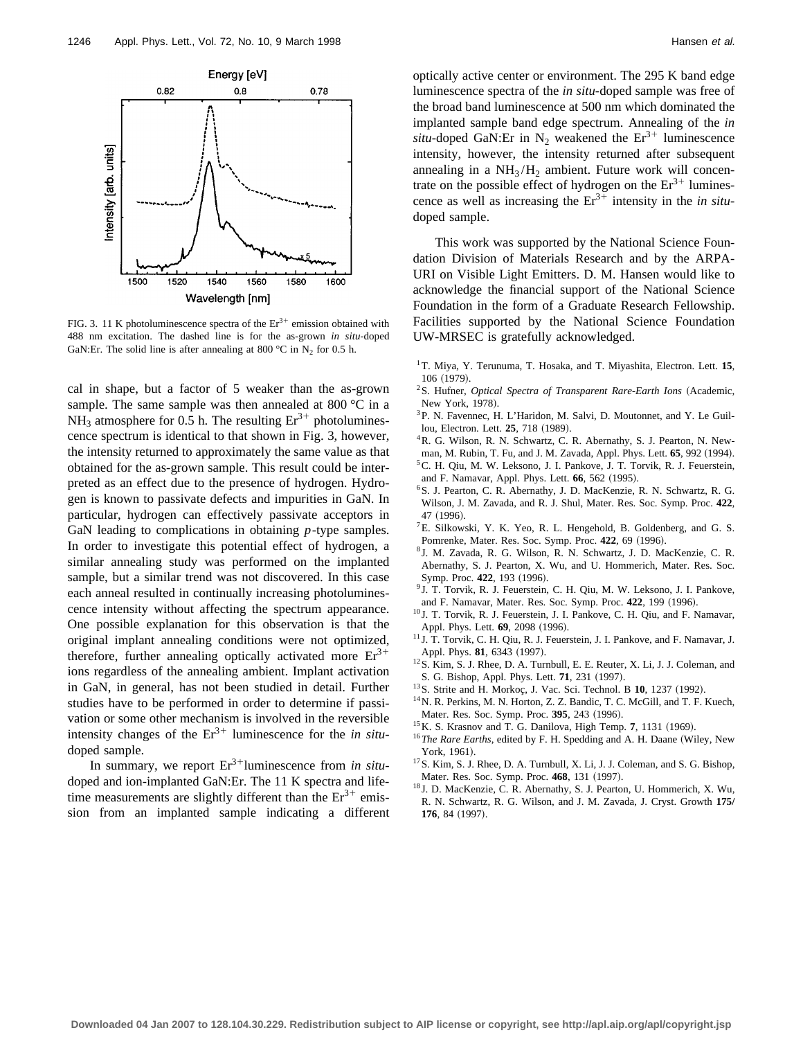Energy [eV]

0.82 0.8 0.78

Intensity [arb. units]

x5

1500 1520 1540 1560 1580 1600

Wavelength [nm]

FIG. 3. 11 K photoluminescence spectra of the $Er^{3+}$ emission obtained with 488 nm excitation. The dashed line is for the as-grown *in situ*-doped GaN:Er. The solid line is after annealing at 800 °C in $N_2$ for 0.5 h.

cal in shape, but a factor of 5 weaker than the as-grown sample. The same sample was then annealed at 800 °C in a $NH_3$ atmosphere for 0.5 h. The resulting $Er^{3+}$ photoluminescence spectrum is identical to that shown in Fig. 3, however, the intensity returned to approximately the same value as that obtained for the as-grown sample. This result could be interpreted as an effect due to the presence of hydrogen. Hydrogen is known to passivate defects and impurities in GaN. In particular, hydrogen can effectively passivate acceptors in GaN leading to complications in obtaining *p*-type samples. In order to investigate this potential effect of hydrogen, a similar annealing study was performed on the implanted sample, but a similar trend was not discovered. In this case each anneal resulted in continually increasing photoluminescence intensity without affecting the spectrum appearance. One possible explanation for this observation is that the original implant annealing conditions were not optimized, therefore, further annealing optically activated more $Er^{3+}$ ions regardless of the annealing ambient. Implant activation in GaN, in general, has not been studied in detail. Further studies have to be performed in order to determine if passivation or some other mechanism is involved in the reversible intensity changes of the $Er^{3+}$ luminescence for the *in situ*-doped sample.

In summary, we report $Er^{3+}$luminescence from *in situ*-doped and ion-implanted GaN:Er. The 11 K spectra and lifetime measurements are slightly different than the $Er^{3+}$ emission from an implanted sample indicating a different optically active center or environment. The 295 K band edge luminescence spectra of the *in situ*-doped sample was free of the broad band luminescence at 500 nm which dominated the implanted sample band edge spectrum. Annealing of the *in situ*-doped GaN:Er in $N_2$ weakened the $Er^{3+}$ luminescence intensity, however, the intensity returned after subsequent annealing in a $NH_3/H_2$ ambient. Future work will concentrate on the possible effect of hydrogen on the $Er^{3+}$ luminescence as well as increasing the $Er^{3+}$ intensity in the *in situ*-doped sample.

This work was supported by the National Science Foundation Division of Materials Research and by the ARPA-URI on Visible Light Emitters. D. M. Hansen would like to acknowledge the financial support of the National Science Foundation in the form of a Graduate Research Fellowship. Facilities supported by the National Science Foundation UW-MRSEC is gratefully acknowledged.

[1] T. Miya, Y. Terunuma, T. Hosaka, and T. Miyashita, Electron. Lett. **15**, 106 (1979).
[2] S. Hufner, *Optical Spectra of Transparent Rare-Earth Ions* (Academic, New York, 1978).
[3] P. N. Favennec, H. L'Haridon, M. Salvi, D. Moutonnet, and Y. Le Guillou, Electron. Lett. **25**, 718 (1989).
[4] R. G. Wilson, R. N. Schwartz, C. R. Abernathy, S. J. Pearton, N. Newman, M. Rubin, T. Fu, and J. M. Zavada, Appl. Phys. Lett. **65**, 992 (1994).
[5] C. H. Qiu, M. W. Leksono, J. I. Pankove, J. T. Torvik, R. J. Feuerstein, and F. Namavar, Appl. Phys. Lett. **66**, 562 (1995).
[6] S. J. Pearton, C. R. Abernathy, J. D. MacKenzie, R. N. Schwartz, R. G. Wilson, J. M. Zavada, and R. J. Shul, Mater. Res. Soc. Symp. Proc. **422**, 47 (1996).
[7] E. Silkowski, Y. K. Yeo, R. L. Hengehold, B. Goldenberg, and G. S. Pomrenke, Mater. Res. Soc. Symp. Proc. **422**, 69 (1996).
[8] J. M. Zavada, R. G. Wilson, R. N. Schwartz, J. D. MacKenzie, C. R. Abernathy, S. J. Pearton, X. Wu, and U. Hommerich, Mater. Res. Soc. Symp. Proc. **422**, 193 (1996).
[9] J. T. Torvik, R. J. Feuerstein, C. H. Qiu, M. W. Leksono, J. I. Pankove, and F. Namavar, Mater. Res. Soc. Symp. Proc. **422**, 199 (1996).
[10] J. T. Torvik, R. J. Feuerstein, J. I. Pankove, C. H. Qiu, and F. Namavar, Appl. Phys. Lett. **69**, 2098 (1996).
[11] J. T. Torvik, C. H. Qiu, R. J. Feuerstein, J. I. Pankove, and F. Namavar, J. Appl. Phys. **81**, 6343 (1997).
[12] S. Kim, S. J. Rhee, D. A. Turnbull, E. E. Reuter, X. Li, J. J. Coleman, and S. G. Bishop, Appl. Phys. Lett. **71**, 231 (1997).
[13] S. Strite and H. Morkoç, J. Vac. Sci. Technol. B **10**, 1237 (1992).
[14] N. R. Perkins, M. N. Horton, Z. Z. Bandic, T. C. McGill, and T. F. Kuech, Mater. Res. Soc. Symp. Proc. **395**, 243 (1996).
[15] K. S. Krasnov and T. G. Danilova, High Temp. **7**, 1131 (1969).
[16] *The Rare Earths*, edited by F. H. Spedding and A. H. Daane (Wiley, New York, 1961).
[17] S. Kim, S. J. Rhee, D. A. Turnbull, X. Li, J. J. Coleman, and S. G. Bishop, Mater. Res. Soc. Symp. Proc. **468**, 131 (1997).
[18] J. D. MacKenzie, C. R. Abernathy, S. J. Pearton, U. Hommerich, X. Wu, R. N. Schwartz, R. G. Wilson, and J. M. Zavada, J. Cryst. Growth **175/176**, 84 (1997).